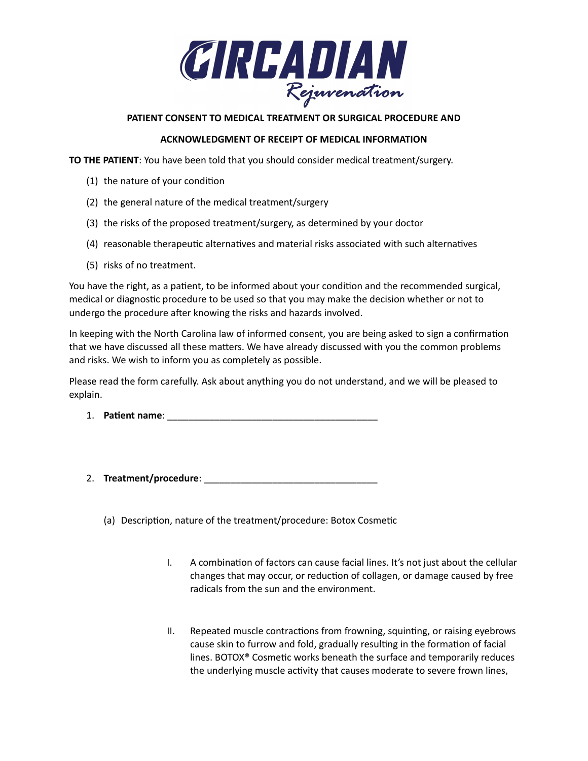**CIRCADIAN**
*Rejuvenation*

**PATIENT CONSENT TO MEDICAL TREATMENT OR SURGICAL PROCEDURE AND**

**ACKNOWLEDGMENT OF RECEIPT OF MEDICAL INFORMATION**

**TO THE PATIENT**: You have been told that you should consider medical treatment/surgery.

(1) the nature of your condition

(2) the general nature of the medical treatment/surgery

(3) the risks of the proposed treatment/surgery, as determined by your doctor

(4) reasonable therapeutic alternatives and material risks associated with such alternatives

(5) risks of no treatment.

You have the right, as a patient, to be informed about your condition and the recommended surgical, medical or diagnostic procedure to be used so that you may make the decision whether or not to undergo the procedure after knowing the risks and hazards involved.

In keeping with the North Carolina law of informed consent, you are being asked to sign a confirmation that we have discussed all these matters. We have already discussed with you the common problems and risks. We wish to inform you as completely as possible.

Please read the form carefully. Ask about anything you do not understand, and we will be pleased to explain.

1. **Patient name**: ________________________________________

2. **Treatment/procedure**: _________________________________

   (a) Description, nature of the treatment/procedure: Botox Cosmetic

      I. A combination of factors can cause facial lines. It's not just about the cellular changes that may occur, or reduction of collagen, or damage caused by free radicals from the sun and the environment.

      II. Repeated muscle contractions from frowning, squinting, or raising eyebrows cause skin to furrow and fold, gradually resulting in the formation of facial lines. BOTOX® Cosmetic works beneath the surface and temporarily reduces the underlying muscle activity that causes moderate to severe frown lines,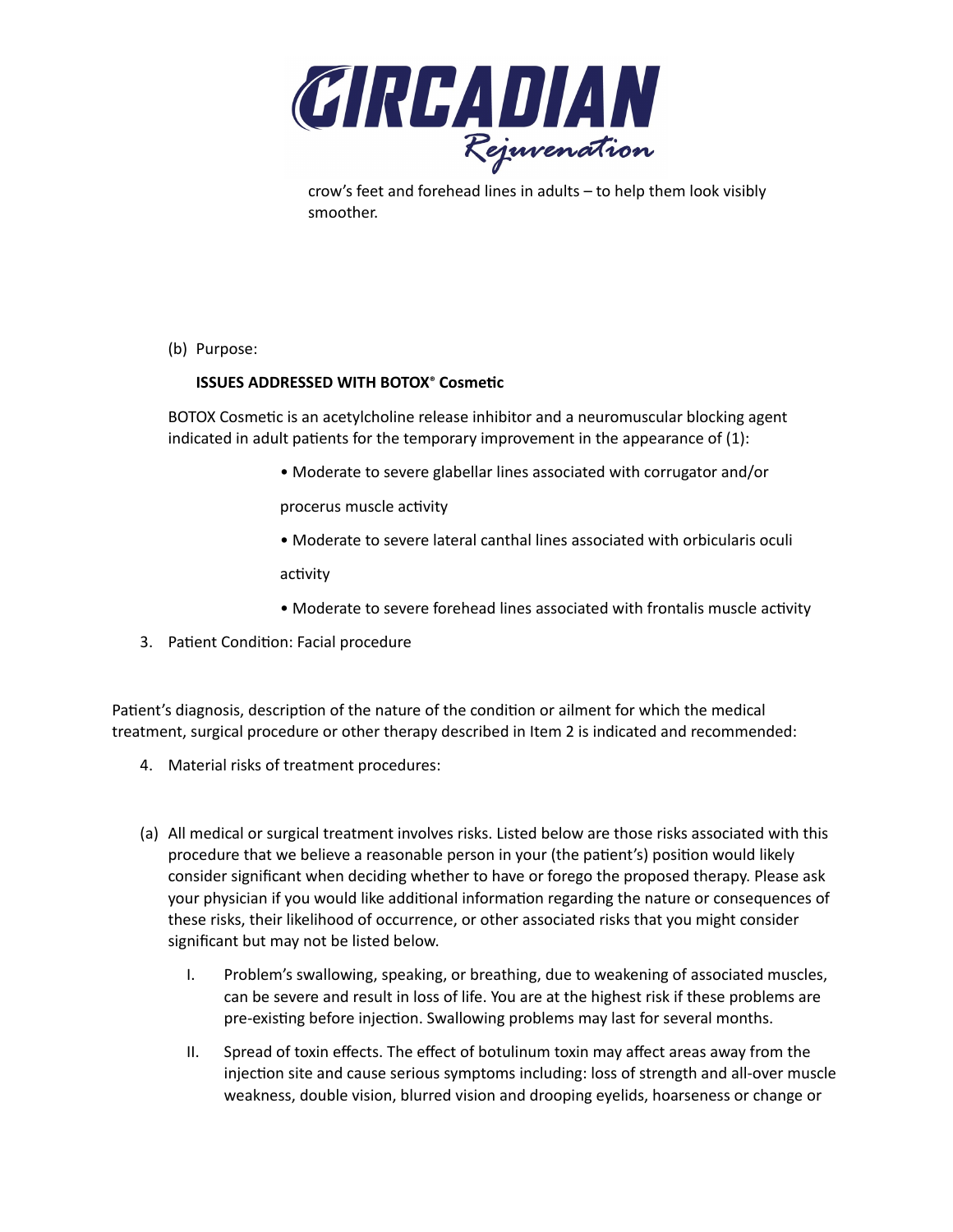crow's feet and forehead lines in adults – to help them look visibly smoother.

(b) Purpose:

**ISSUES ADDRESSED WITH BOTOX® Cosmetic**

BOTOX Cosmetic is an acetylcholine release inhibitor and a neuromuscular blocking agent indicated in adult patients for the temporary improvement in the appearance of (1):

- Moderate to severe glabellar lines associated with corrugator and/or procerus muscle activity
- Moderate to severe lateral canthal lines associated with orbicularis oculi activity
- Moderate to severe forehead lines associated with frontalis muscle activity

3. Patient Condition: Facial procedure

Patient's diagnosis, description of the nature of the condition or ailment for which the medical treatment, surgical procedure or other therapy described in Item 2 is indicated and recommended:

4. Material risks of treatment procedures:

(a) All medical or surgical treatment involves risks. Listed below are those risks associated with this procedure that we believe a reasonable person in your (the patient's) position would likely consider significant when deciding whether to have or forego the proposed therapy. Please ask your physician if you would like additional information regarding the nature or consequences of these risks, their likelihood of occurrence, or other associated risks that you might consider significant but may not be listed below.

   I. Problem's swallowing, speaking, or breathing, due to weakening of associated muscles, can be severe and result in loss of life. You are at the highest risk if these problems are pre-existing before injection. Swallowing problems may last for several months.

   II. Spread of toxin effects. The effect of botulinum toxin may affect areas away from the injection site and cause serious symptoms including: loss of strength and all-over muscle weakness, double vision, blurred vision and drooping eyelids, hoarseness or change or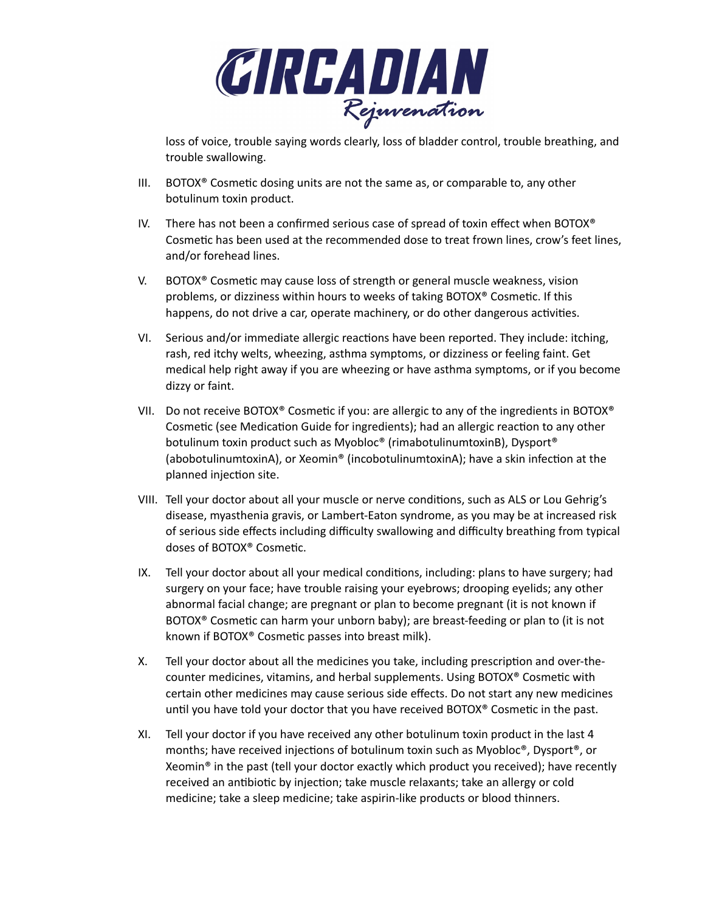loss of voice, trouble saying words clearly, loss of bladder control, trouble breathing, and trouble swallowing.

III. BOTOX® Cosmetic dosing units are not the same as, or comparable to, any other botulinum toxin product.

IV. There has not been a confirmed serious case of spread of toxin effect when BOTOX® Cosmetic has been used at the recommended dose to treat frown lines, crow's feet lines, and/or forehead lines.

V. BOTOX® Cosmetic may cause loss of strength or general muscle weakness, vision problems, or dizziness within hours to weeks of taking BOTOX® Cosmetic. If this happens, do not drive a car, operate machinery, or do other dangerous activities.

VI. Serious and/or immediate allergic reactions have been reported. They include: itching, rash, red itchy welts, wheezing, asthma symptoms, or dizziness or feeling faint. Get medical help right away if you are wheezing or have asthma symptoms, or if you become dizzy or faint.

VII. Do not receive BOTOX® Cosmetic if you: are allergic to any of the ingredients in BOTOX® Cosmetic (see Medication Guide for ingredients); had an allergic reaction to any other botulinum toxin product such as Myobloc® (rimabotulinumtoxinB), Dysport® (abobotulinumtoxinA), or Xeomin® (incobotulinumtoxinA); have a skin infection at the planned injection site.

VIII. Tell your doctor about all your muscle or nerve conditions, such as ALS or Lou Gehrig's disease, myasthenia gravis, or Lambert-Eaton syndrome, as you may be at increased risk of serious side effects including difficulty swallowing and difficulty breathing from typical doses of BOTOX® Cosmetic.

IX. Tell your doctor about all your medical conditions, including: plans to have surgery; had surgery on your face; have trouble raising your eyebrows; drooping eyelids; any other abnormal facial change; are pregnant or plan to become pregnant (it is not known if BOTOX® Cosmetic can harm your unborn baby); are breast-feeding or plan to (it is not known if BOTOX® Cosmetic passes into breast milk).

X. Tell your doctor about all the medicines you take, including prescription and over-the-counter medicines, vitamins, and herbal supplements. Using BOTOX® Cosmetic with certain other medicines may cause serious side effects. Do not start any new medicines until you have told your doctor that you have received BOTOX® Cosmetic in the past.

XI. Tell your doctor if you have received any other botulinum toxin product in the last 4 months; have received injections of botulinum toxin such as Myobloc®, Dysport®, or Xeomin® in the past (tell your doctor exactly which product you received); have recently received an antibiotic by injection; take muscle relaxants; take an allergy or cold medicine; take a sleep medicine; take aspirin-like products or blood thinners.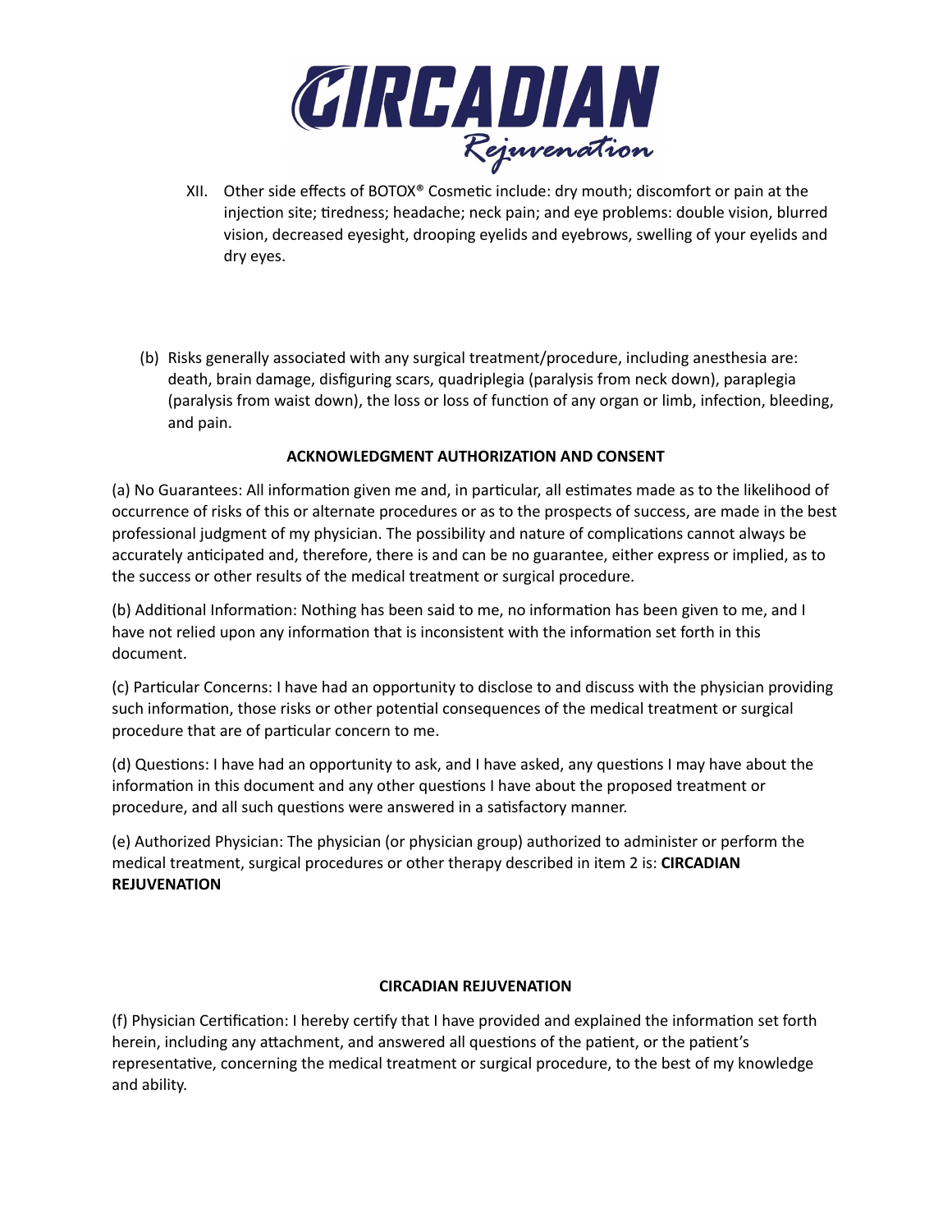XII. Other side effects of BOTOX® Cosmetic include: dry mouth; discomfort or pain at the injection site; tiredness; headache; neck pain; and eye problems: double vision, blurred vision, decreased eyesight, drooping eyelids and eyebrows, swelling of your eyelids and dry eyes.

(b) Risks generally associated with any surgical treatment/procedure, including anesthesia are: death, brain damage, disfiguring scars, quadriplegia (paralysis from neck down), paraplegia (paralysis from waist down), the loss or loss of function of any organ or limb, infection, bleeding, and pain.

**ACKNOWLEDGMENT AUTHORIZATION AND CONSENT**

(a) No Guarantees: All information given me and, in particular, all estimates made as to the likelihood of occurrence of risks of this or alternate procedures or as to the prospects of success, are made in the best professional judgment of my physician. The possibility and nature of complications cannot always be accurately anticipated and, therefore, there is and can be no guarantee, either express or implied, as to the success or other results of the medical treatment or surgical procedure.

(b) Additional Information: Nothing has been said to me, no information has been given to me, and I have not relied upon any information that is inconsistent with the information set forth in this document.

(c) Particular Concerns: I have had an opportunity to disclose to and discuss with the physician providing such information, those risks or other potential consequences of the medical treatment or surgical procedure that are of particular concern to me.

(d) Questions: I have had an opportunity to ask, and I have asked, any questions I may have about the information in this document and any other questions I have about the proposed treatment or procedure, and all such questions were answered in a satisfactory manner.

(e) Authorized Physician: The physician (or physician group) authorized to administer or perform the medical treatment, surgical procedures or other therapy described in item 2 is: **CIRCADIAN REJUVENATION**

**CIRCADIAN REJUVENATION**

(f) Physician Certification: I hereby certify that I have provided and explained the information set forth herein, including any attachment, and answered all questions of the patient, or the patient's representative, concerning the medical treatment or surgical procedure, to the best of my knowledge and ability.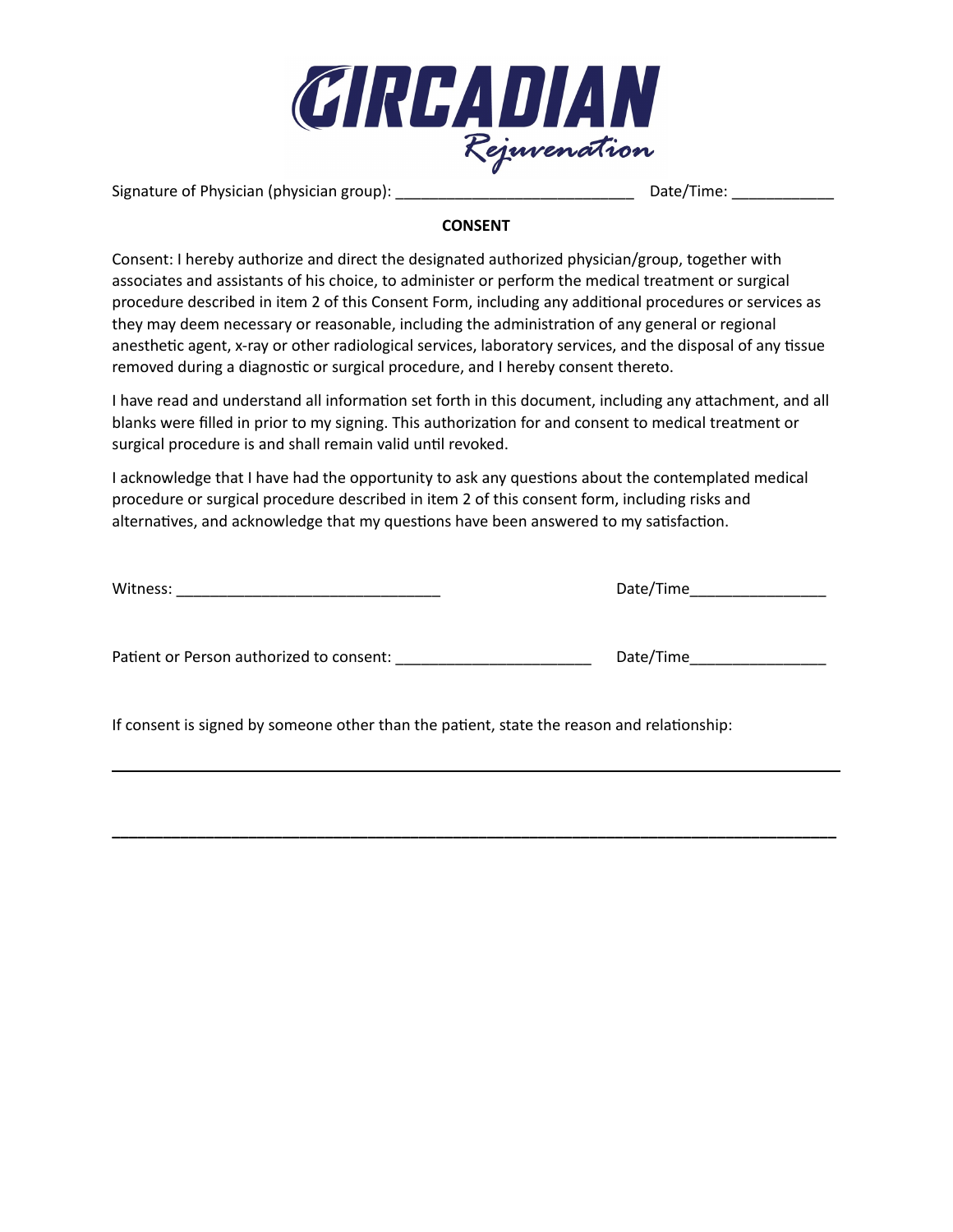# CIRCADIAN
*Rejuvenation*

Signature of Physician (physician group): ____________________________ Date/Time: ____________

**CONSENT**

Consent: I hereby authorize and direct the designated authorized physician/group, together with associates and assistants of his choice, to administer or perform the medical treatment or surgical procedure described in item 2 of this Consent Form, including any additional procedures or services as they may deem necessary or reasonable, including the administration of any general or regional anesthetic agent, x-ray or other radiological services, laboratory services, and the disposal of any tissue removed during a diagnostic or surgical procedure, and I hereby consent thereto.

I have read and understand all information set forth in this document, including any attachment, and all blanks were filled in prior to my signing. This authorization for and consent to medical treatment or surgical procedure is and shall remain valid until revoked.

I acknowledge that I have had the opportunity to ask any questions about the contemplated medical procedure or surgical procedure described in item 2 of this consent form, including risks and alternatives, and acknowledge that my questions have been answered to my satisfaction.

Witness: _______________________________ Date/Time________________

Patient or Person authorized to consent: _______________________ Date/Time________________

If consent is signed by someone other than the patient, state the reason and relationship:

______________________________________________________________________________

______________________________________________________________________________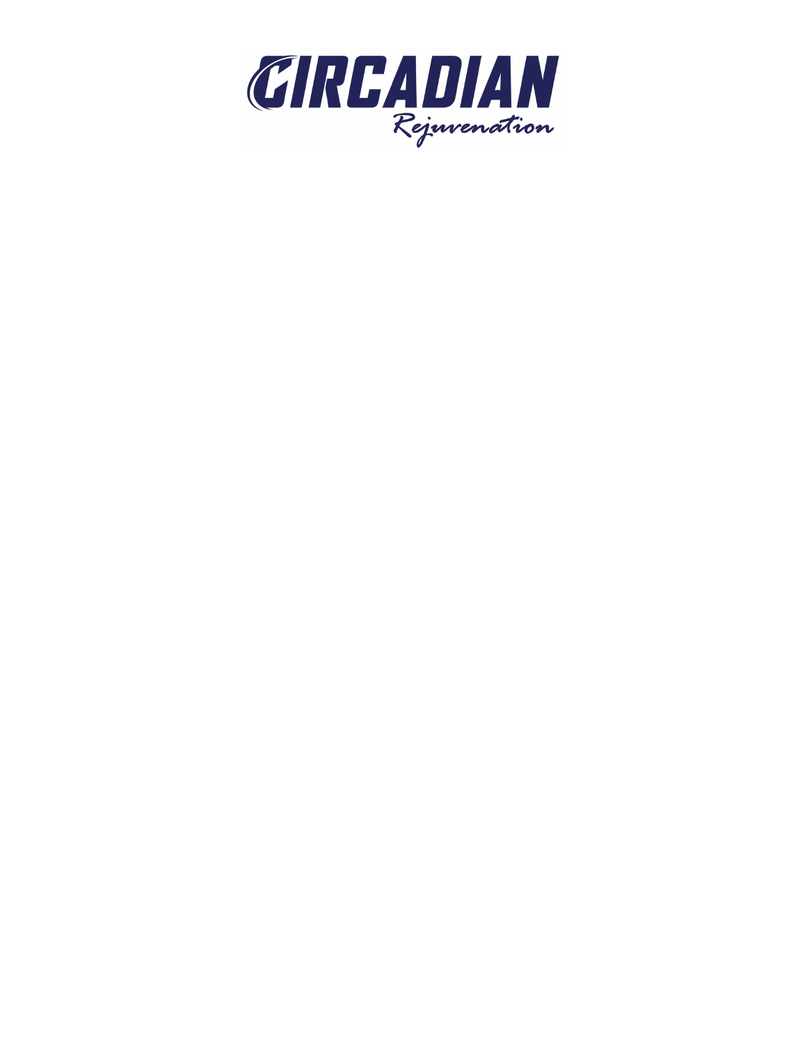CIRCADIAN

Rejuvenation